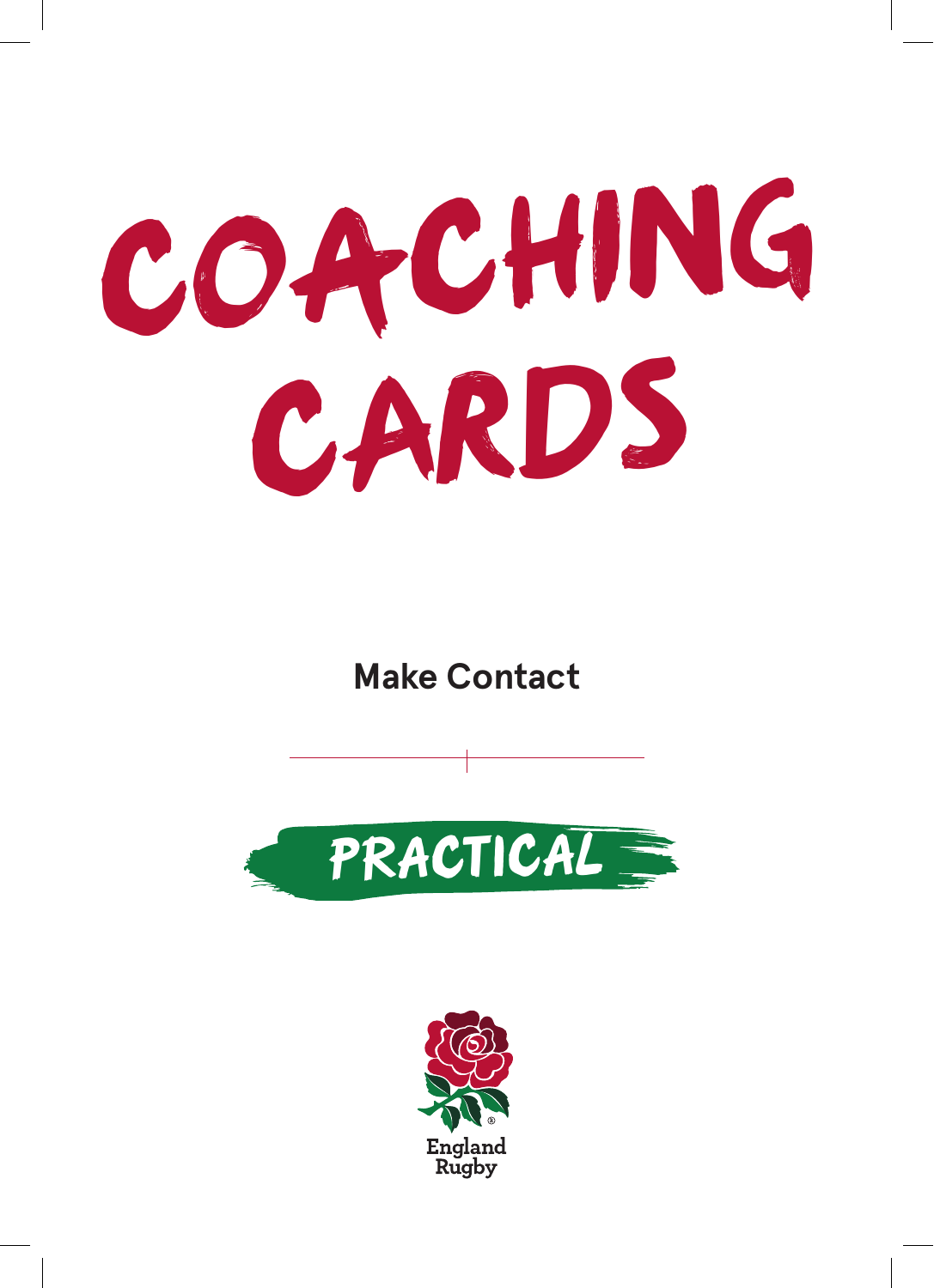# COACHING CARDS

## Make Contact

PRACTICAL

England Rugby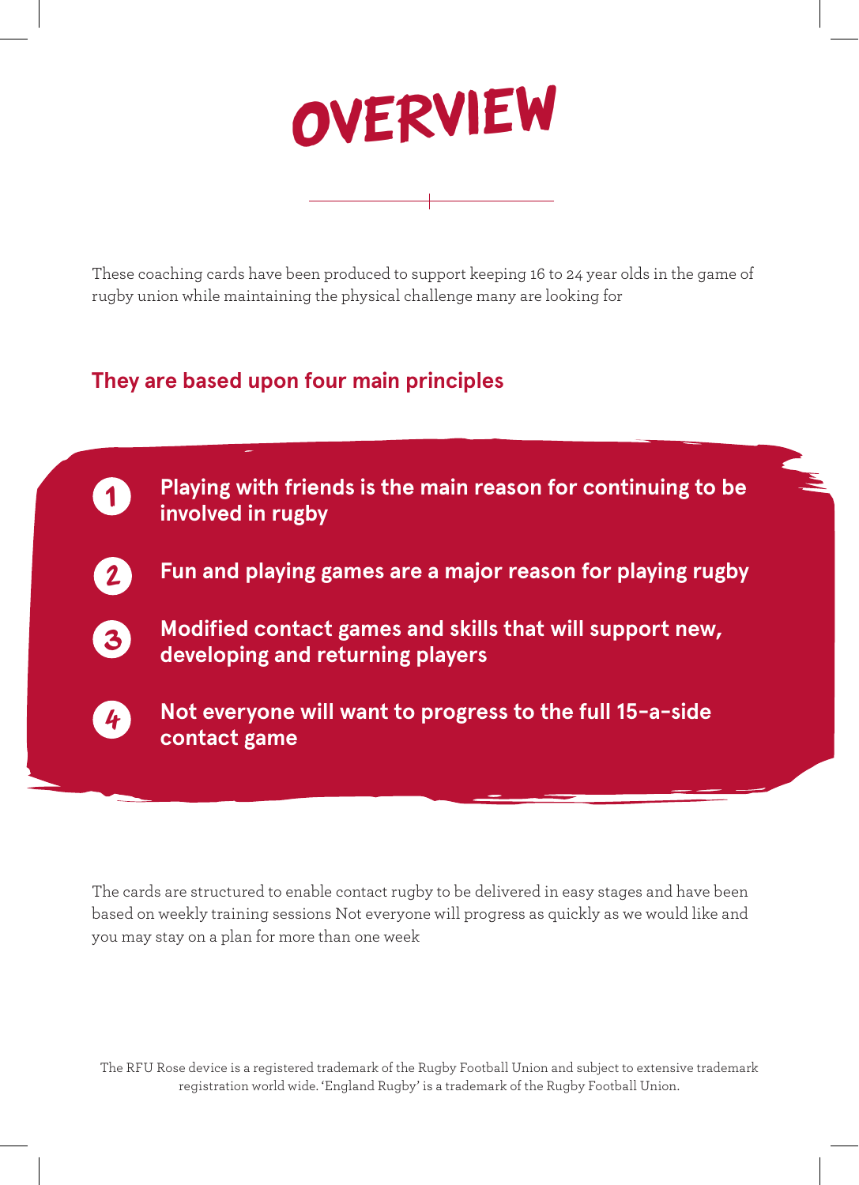# OVERVIEW

These coaching cards have been produced to support keeping 16 to 24 year olds in the game of rugby union while maintaining the physical challenge many are looking for

## They are based upon four main principles

1. **Playing with friends is the main reason for continuing to be involved in rugby**
2. **Fun and playing games are a major reason for playing rugby**
3. **Modified contact games and skills that will support new, developing and returning players**
4. **Not everyone will want to progress to the full 15-a-side contact game**

The cards are structured to enable contact rugby to be delivered in easy stages and have been based on weekly training sessions Not everyone will progress as quickly as we would like and you may stay on a plan for more than one week

The RFU Rose device is a registered trademark of the Rugby Football Union and subject to extensive trademark registration world wide. 'England Rugby' is a trademark of the Rugby Football Union.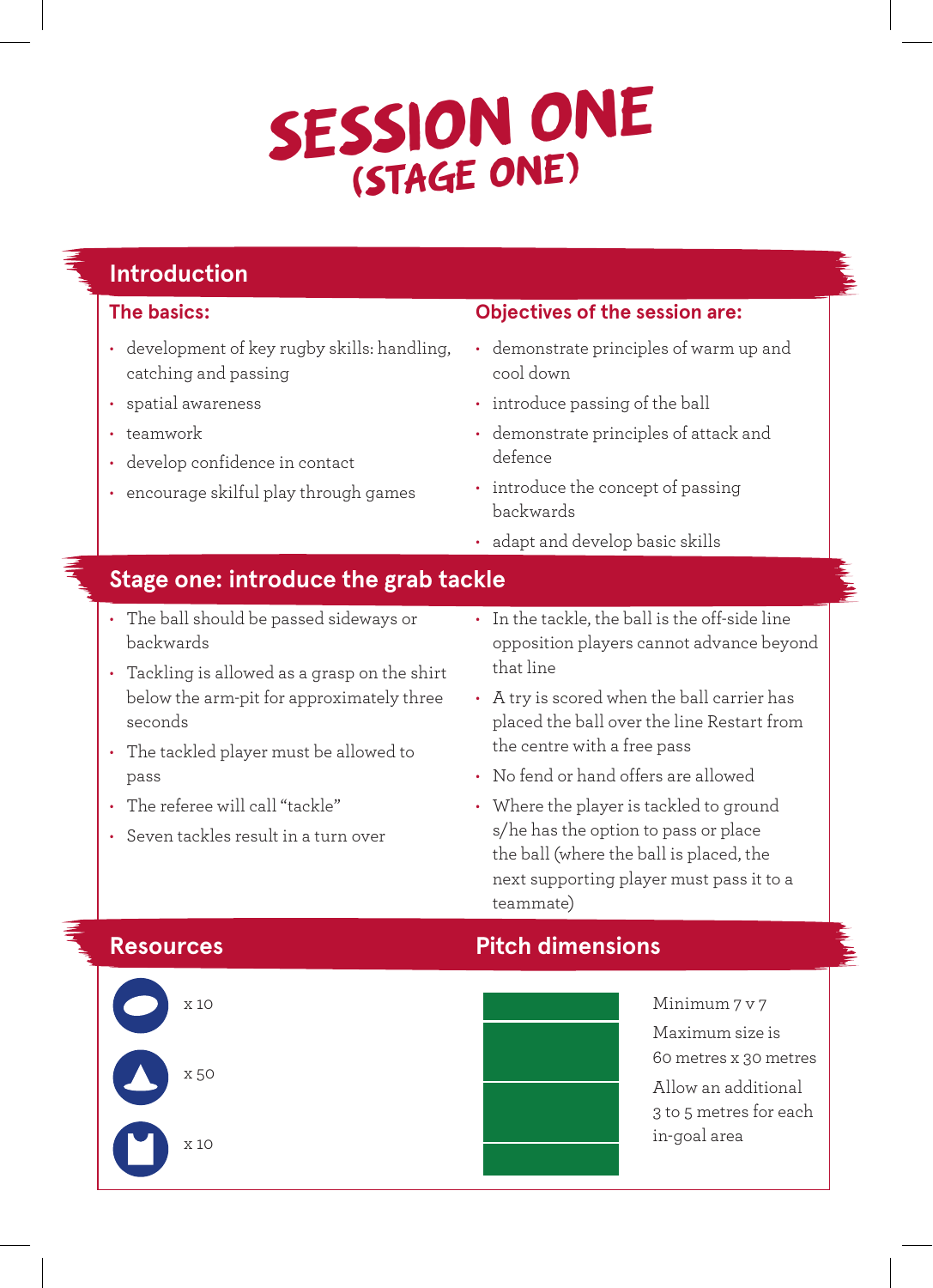# SESSION ONE
## (STAGE ONE)

## Introduction

### The basics:

- development of key rugby skills: handling, catching and passing
- spatial awareness
- teamwork
- develop confidence in contact
- encourage skilful play through games

### Objectives of the session are:

- demonstrate principles of warm up and cool down
- introduce passing of the ball
- demonstrate principles of attack and defence
- introduce the concept of passing backwards
- adapt and develop basic skills

## Stage one: introduce the grab tackle

- The ball should be passed sideways or backwards
- Tackling is allowed as a grasp on the shirt below the arm-pit for approximately three seconds
- The tackled player must be allowed to pass
- The referee will call "tackle"
- Seven tackles result in a turn over
- In the tackle, the ball is the off-side line opposition players cannot advance beyond that line
- A try is scored when the ball carrier has placed the ball over the line Restart from the centre with a free pass
- No fend or hand offs are allowed
- Where the player is tackled to ground s/he has the option to pass or place the ball (where the ball is placed, the next supporting player must pass it to a teammate)

## Resources

- x 10
- x 50
- x 10

## Pitch dimensions

Minimum 7 v 7

Maximum size is 60 metres x 30 metres

Allow an additional 3 to 5 metres for each in-goal area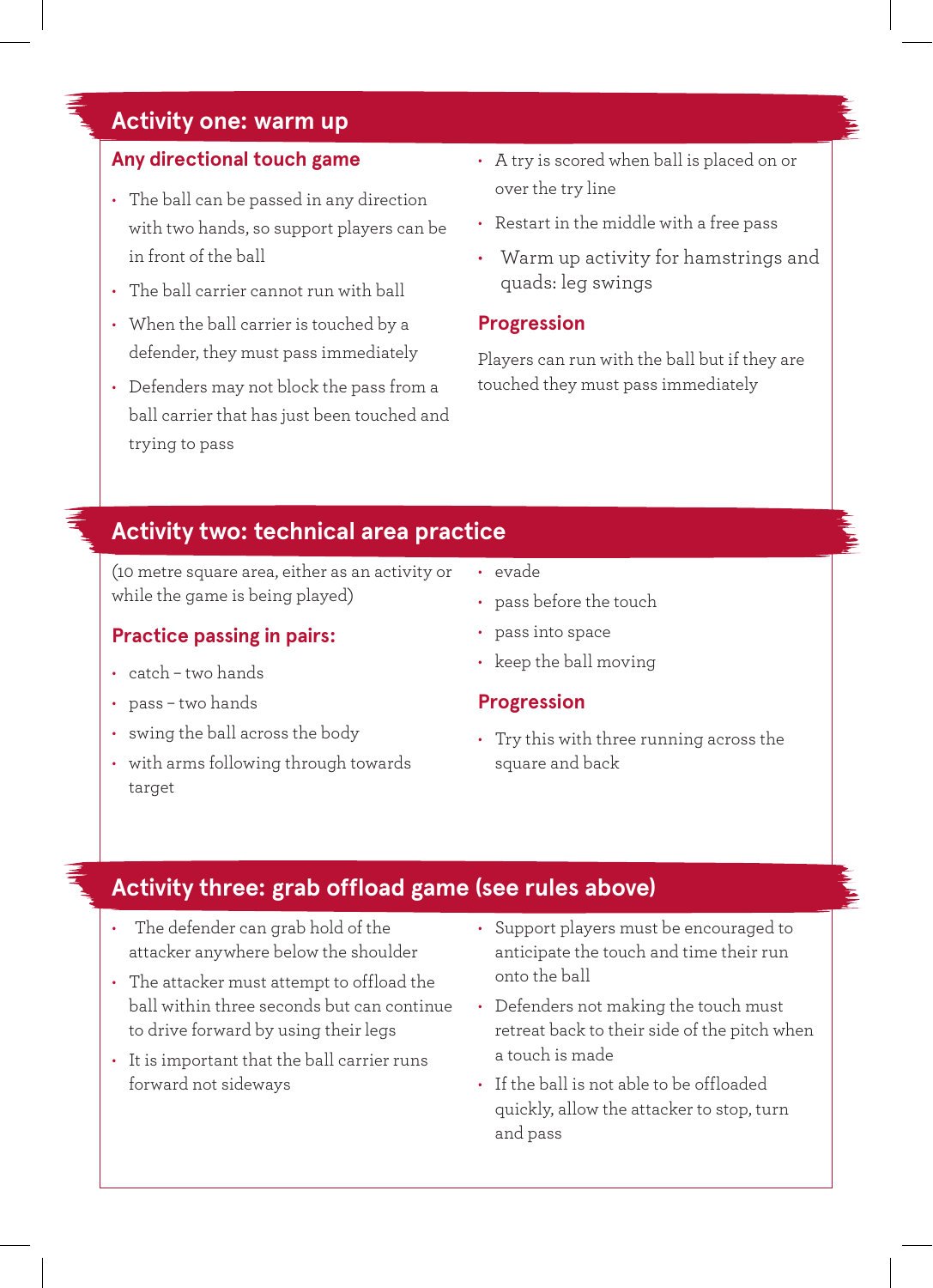## Activity one: warm up

### Any directional touch game

- The ball can be passed in any direction with two hands, so support players can be in front of the ball
- The ball carrier cannot run with ball
- When the ball carrier is touched by a defender, they must pass immediately
- Defenders may not block the pass from a ball carrier that has just been touched and trying to pass
- A try is scored when ball is placed on or over the try line
- Restart in the middle with a free pass
- Warm up activity for hamstrings and quads: leg swings

### Progression

Players can run with the ball but if they are touched they must pass immediately

## Activity two: technical area practice

(10 metre square area, either as an activity or while the game is being played)

### Practice passing in pairs:

- catch – two hands
- pass – two hands
- swing the ball across the body
- with arms following through towards target
- evade
- pass before the touch
- pass into space
- keep the ball moving

### Progression

- Try this with three running across the square and back

## Activity three: grab offload game (see rules above)

- The defender can grab hold of the attacker anywhere below the shoulder
- The attacker must attempt to offload the ball within three seconds but can continue to drive forward by using their legs
- It is important that the ball carrier runs forward not sideways
- Support players must be encouraged to anticipate the touch and time their run onto the ball
- Defenders not making the touch must retreat back to their side of the pitch when a touch is made
- If the ball is not able to be offloaded quickly, allow the attacker to stop, turn and pass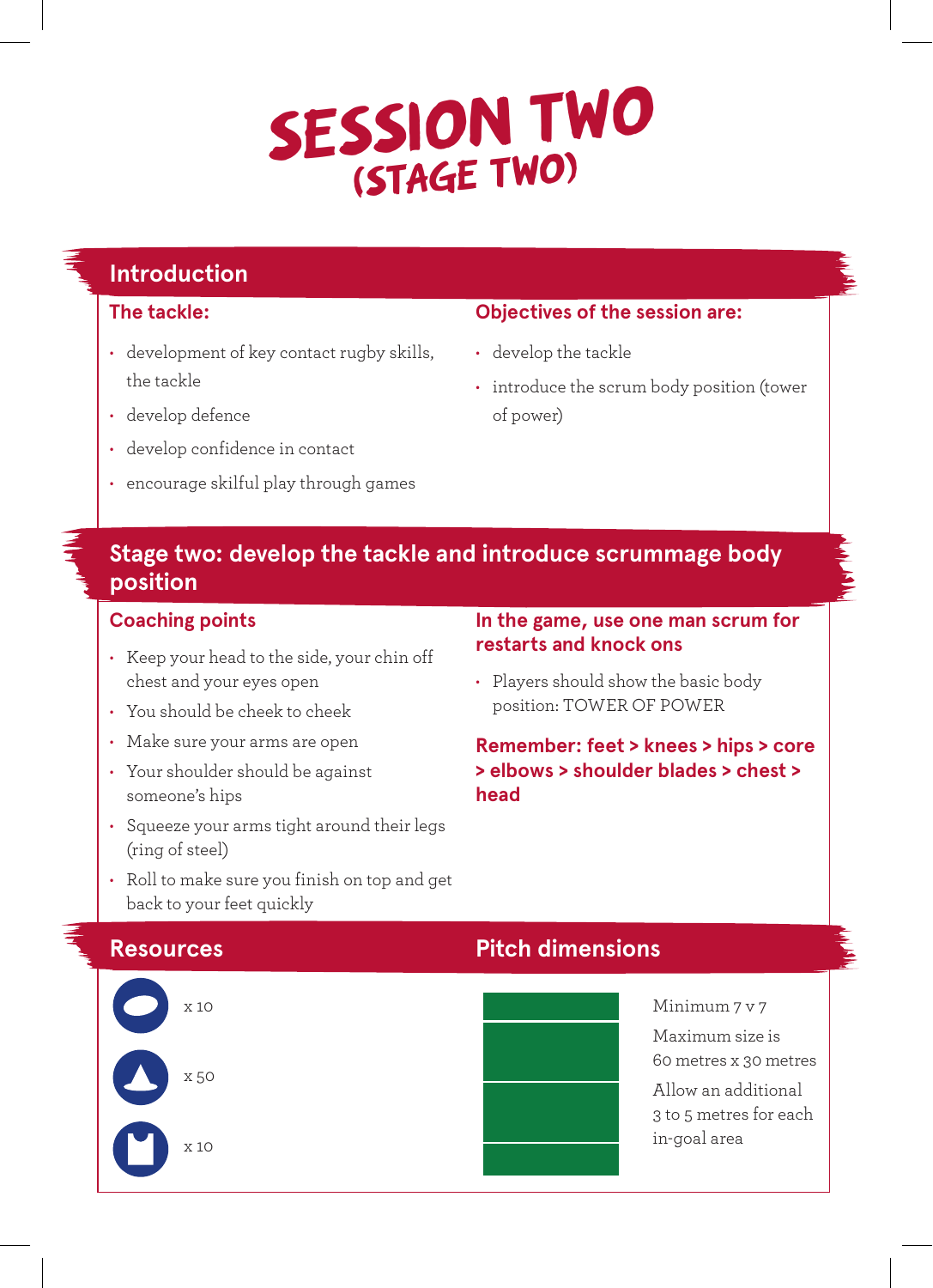# SESSION TWO
## (STAGE TWO)

## Introduction

### The tackle:

- development of key contact rugby skills, the tackle
- develop defence
- develop confidence in contact
- encourage skilful play through games

### Objectives of the session are:

- develop the tackle
- introduce the scrum body position (tower of power)

## Stage two: develop the tackle and introduce scrummage body position

### Coaching points

- Keep your head to the side, your chin off chest and your eyes open
- You should be cheek to cheek
- Make sure your arms are open
- Your shoulder should be against someone's hips
- Squeeze your arms tight around their legs (ring of steel)
- Roll to make sure you finish on top and get back to your feet quickly

### In the game, use one man scrum for restarts and knock ons

- Players should show the basic body position: TOWER OF POWER

**Remember: feet > knees > hips > core > elbows > shoulder blades > chest > head**

## Resources

- x 10
- x 50
- x 10

## Pitch dimensions

Minimum 7 v 7

Maximum size is 60 metres x 30 metres

Allow an additional 3 to 5 metres for each in-goal area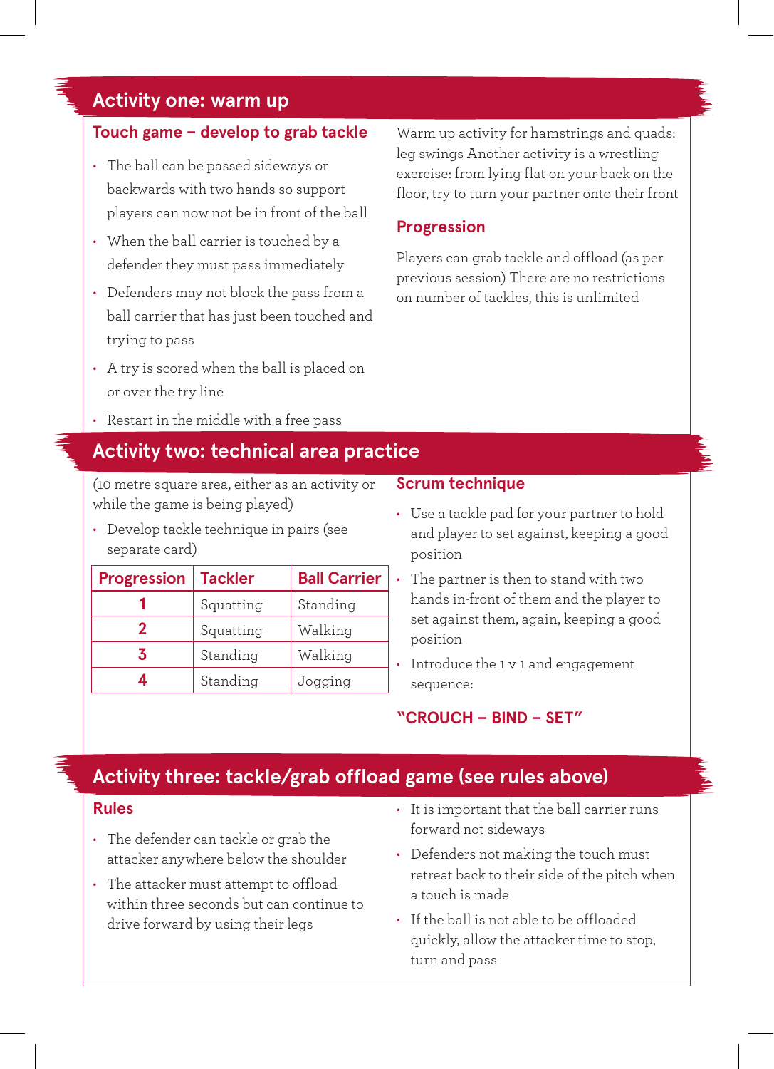## Activity one: warm up

### Touch game – develop to grab tackle

- The ball can be passed sideways or backwards with two hands so support players can now not be in front of the ball
- When the ball carrier is touched by a defender they must pass immediately
- Defenders may not block the pass from a ball carrier that has just been touched and trying to pass
- A try is scored when the ball is placed on or over the try line
- Restart in the middle with a free pass

Warm up activity for hamstrings and quads: leg swings Another activity is a wrestling exercise: from lying flat on your back on the floor, try to turn your partner onto their front

### Progression

Players can grab tackle and offload (as per previous session) There are no restrictions on number of tackles, this is unlimited

## Activity two: technical area practice

(10 metre square area, either as an activity or while the game is being played)

- Develop tackle technique in pairs (see separate card)

| Progression | Tackler | Ball Carrier |
|---|---|---|
| 1 | Squatting | Standing |
| 2 | Squatting | Walking |
| 3 | Standing | Walking |
| 4 | Standing | Jogging |

### Scrum technique

- Use a tackle pad for your partner to hold and player to set against, keeping a good position
- The partner is then to stand with two hands in-front of them and the player to set against them, again, keeping a good position
- Introduce the 1 v 1 and engagement sequence:

**"CROUCH – BIND – SET"**

## Activity three: tackle/grab offload game (see rules above)

### Rules

- The defender can tackle or grab the attacker anywhere below the shoulder
- The attacker must attempt to offload within three seconds but can continue to drive forward by using their legs
- It is important that the ball carrier runs forward not sideways
- Defenders not making the touch must retreat back to their side of the pitch when a touch is made
- If the ball is not able to be offloaded quickly, allow the attacker time to stop, turn and pass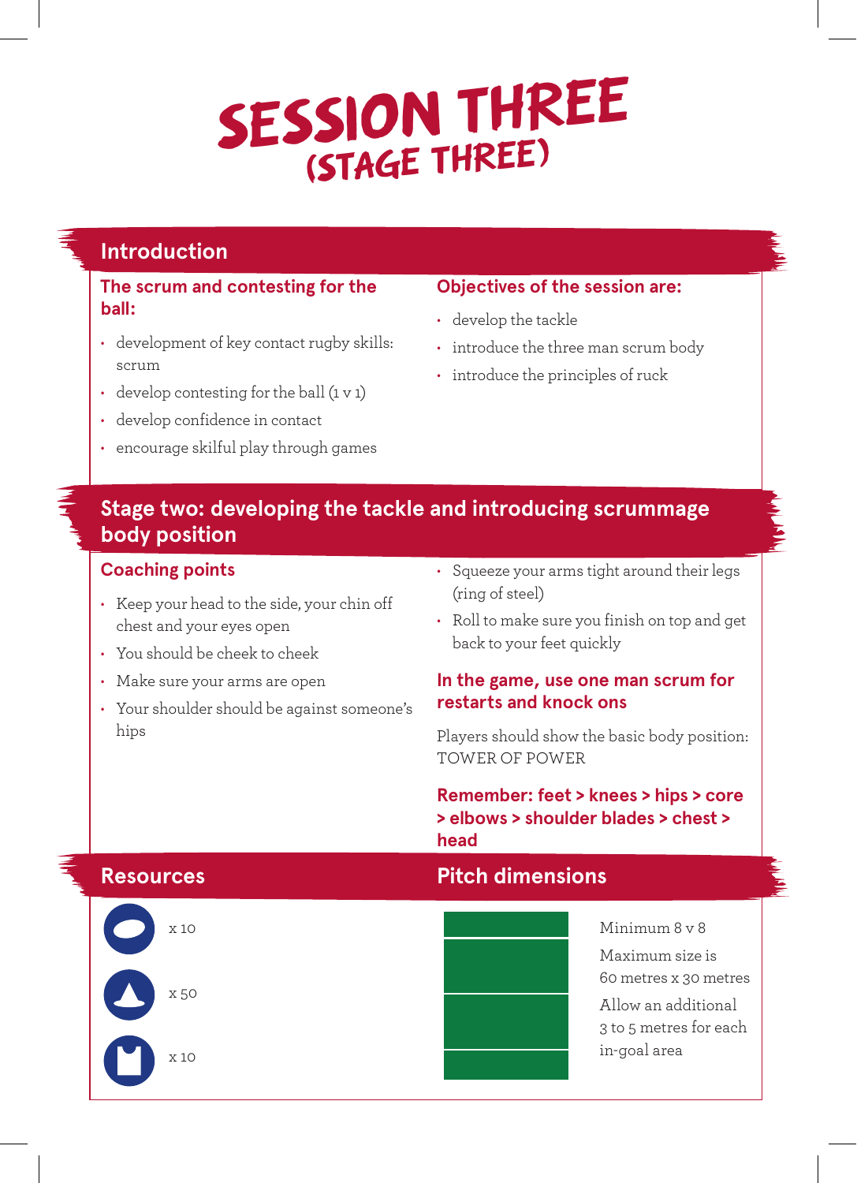# SESSION THREE (STAGE THREE)

## Introduction

### The scrum and contesting for the ball:

- development of key contact rugby skills: scrum
- develop contesting for the ball (1 v 1)
- develop confidence in contact
- encourage skilful play through games

### Objectives of the session are:

- develop the tackle
- introduce the three man scrum body
- introduce the principles of ruck

## Stage two: developing the tackle and introducing scrummage body position

### Coaching points

- Keep your head to the side, your chin off chest and your eyes open
- You should be cheek to cheek
- Make sure your arms are open
- Your shoulder should be against someone's hips
- Squeeze your arms tight around their legs (ring of steel)
- Roll to make sure you finish on top and get back to your feet quickly

### In the game, use one man scrum for restarts and knock ons

Players should show the basic body position: TOWER OF POWER

**Remember: feet > knees > hips > core > elbows > shoulder blades > chest > head**

## Resources

- x 10
- x 50
- x 10

## Pitch dimensions

Minimum 8 v 8

Maximum size is 60 metres x 30 metres

Allow an additional 3 to 5 metres for each in-goal area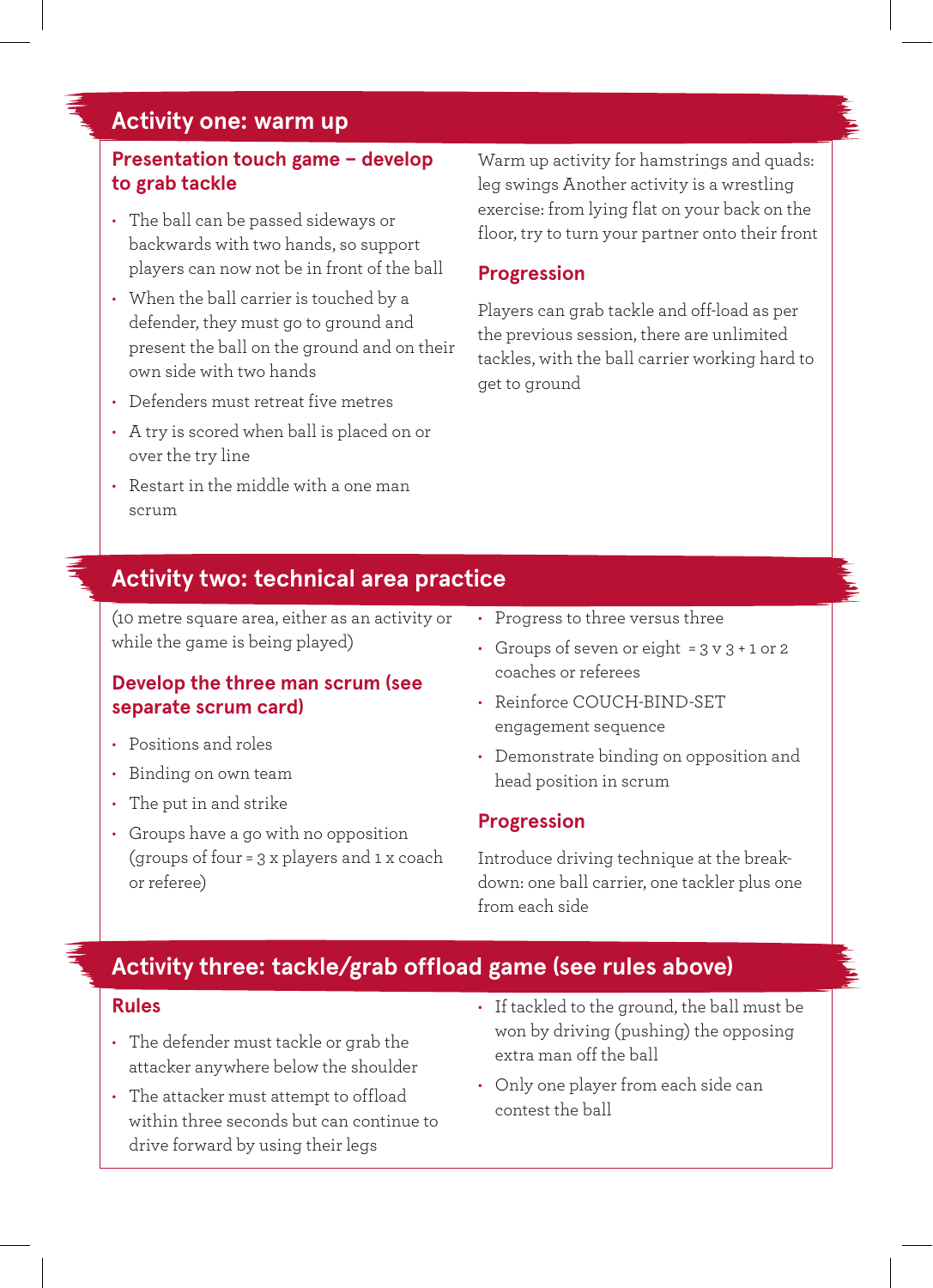## Activity one: warm up

### Presentation touch game – develop to grab tackle

- The ball can be passed sideways or backwards with two hands, so support players can now not be in front of the ball
- When the ball carrier is touched by a defender, they must go to ground and present the ball on the ground and on their own side with two hands
- Defenders must retreat five metres
- A try is scored when ball is placed on or over the try line
- Restart in the middle with a one man scrum

Warm up activity for hamstrings and quads: leg swings Another activity is a wrestling exercise: from lying flat on your back on the floor, try to turn your partner onto their front

### Progression

Players can grab tackle and off-load as per the previous session, there are unlimited tackles, with the ball carrier working hard to get to ground

## Activity two: technical area practice

(10 metre square area, either as an activity or while the game is being played)

### Develop the three man scrum (see separate scrum card)

- Positions and roles
- Binding on own team
- The put in and strike
- Groups have a go with no opposition (groups of four = 3 x players and 1 x coach or referee)
- Progress to three versus three
- Groups of seven or eight = 3 v 3 + 1 or 2 coaches or referees
- Reinforce COUCH-BIND-SET engagement sequence
- Demonstrate binding on opposition and head position in scrum

### Progression

Introduce driving technique at the break-down: one ball carrier, one tackler plus one from each side

## Activity three: tackle/grab offload game (see rules above)

### Rules

- The defender must tackle or grab the attacker anywhere below the shoulder
- The attacker must attempt to offload within three seconds but can continue to drive forward by using their legs
- If tackled to the ground, the ball must be won by driving (pushing) the opposing extra man off the ball
- Only one player from each side can contest the ball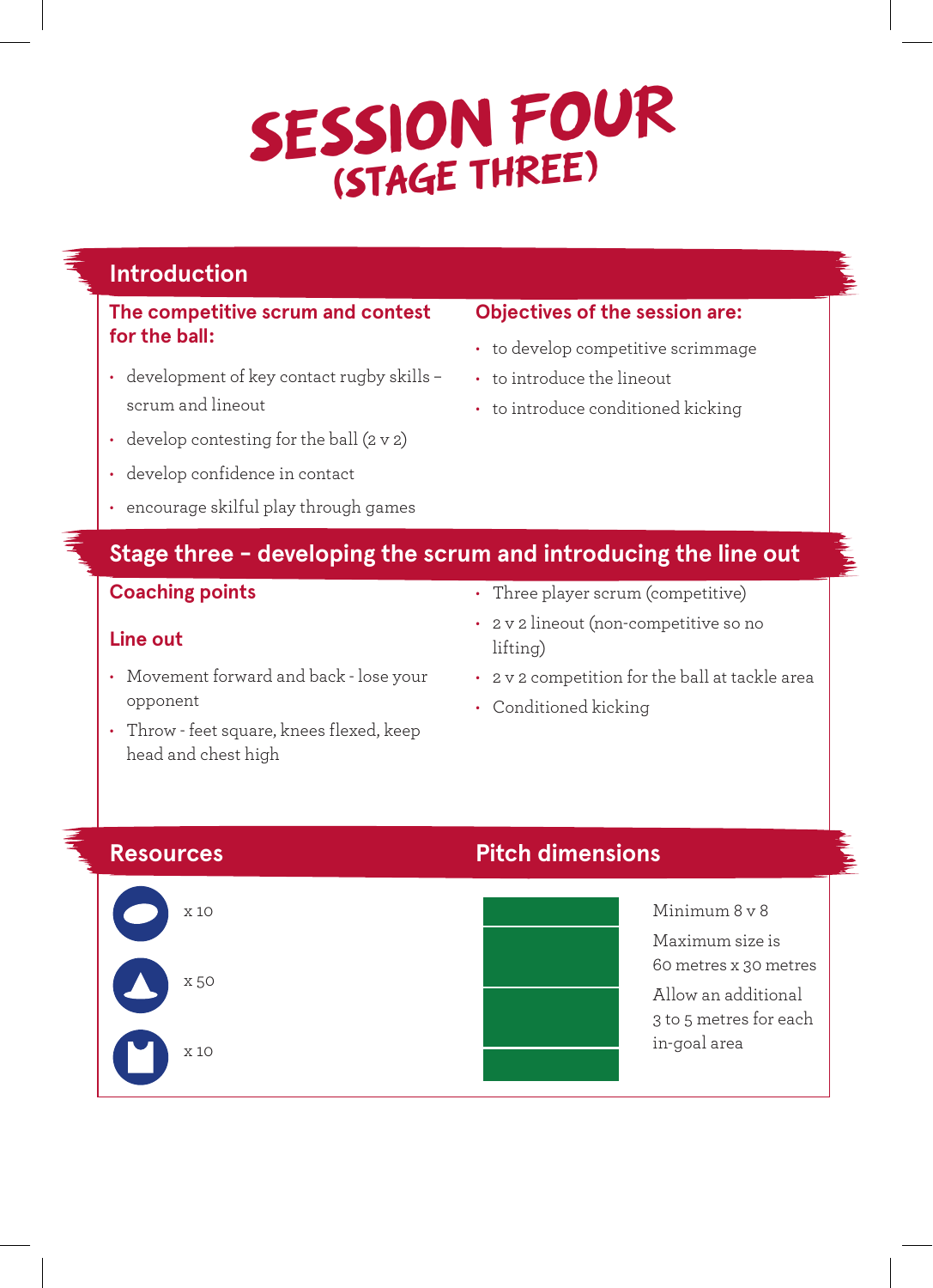# SESSION FOUR
## (STAGE THREE)

## Introduction

### The competitive scrum and contest for the ball:

- development of key contact rugby skills – scrum and lineout
- develop contesting for the ball (2 v 2)
- develop confidence in contact
- encourage skilful play through games

### Objectives of the session are:

- to develop competitive scrimmage
- to introduce the lineout
- to introduce conditioned kicking

## Stage three – developing the scrum and introducing the line out

### Coaching points

#### Line out

- Movement forward and back - lose your opponent
- Throw - feet square, knees flexed, keep head and chest high

- Three player scrum (competitive)
- 2 v 2 lineout (non-competitive so no lifting)
- 2 v 2 competition for the ball at tackle area
- Conditioned kicking

## Resources

x 10

x 50

x 10

## Pitch dimensions

Minimum 8 v 8

Maximum size is 60 metres x 30 metres

Allow an additional 3 to 5 metres for each in-goal area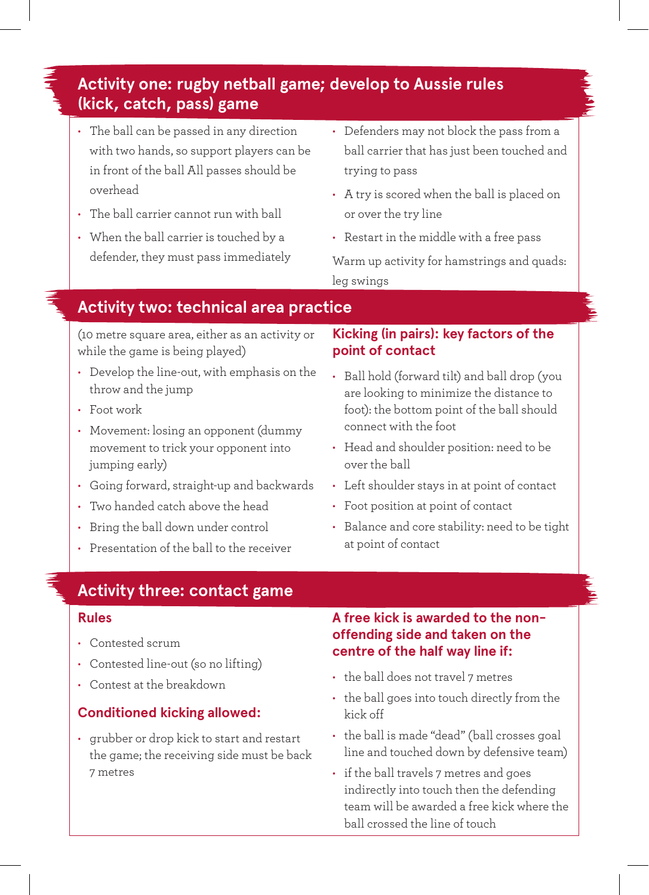## Activity one: rugby netball game; develop to Aussie rules (kick, catch, pass) game

- The ball can be passed in any direction with two hands, so support players can be in front of the ball All passes should be overhead
- The ball carrier cannot run with ball
- When the ball carrier is touched by a defender, they must pass immediately
- Defenders may not block the pass from a ball carrier that has just been touched and trying to pass
- A try is scored when the ball is placed on or over the try line
- Restart in the middle with a free pass

Warm up activity for hamstrings and quads: leg swings

## Activity two: technical area practice

(10 metre square area, either as an activity or while the game is being played)

- Develop the line-out, with emphasis on the throw and the jump
- Foot work
- Movement: losing an opponent (dummy movement to trick your opponent into jumping early)
- Going forward, straight-up and backwards
- Two handed catch above the head
- Bring the ball down under control
- Presentation of the ball to the receiver

### Kicking (in pairs): key factors of the point of contact

- Ball hold (forward tilt) and ball drop (you are looking to minimize the distance to foot): the bottom point of the ball should connect with the foot
- Head and shoulder position: need to be over the ball
- Left shoulder stays in at point of contact
- Foot position at point of contact
- Balance and core stability: need to be tight at point of contact

## Activity three: contact game

### Rules

- Contested scrum
- Contested line-out (so no lifting)
- Contest at the breakdown

### Conditioned kicking allowed:

- grubber or drop kick to start and restart the game; the receiving side must be back 7 metres

### A free kick is awarded to the non-offending side and taken on the centre of the half way line if:

- the ball does not travel 7 metres
- the ball goes into touch directly from the kick off
- the ball is made "dead" (ball crosses goal line and touched down by defensive team)
- if the ball travels 7 metres and goes indirectly into touch then the defending team will be awarded a free kick where the ball crossed the line of touch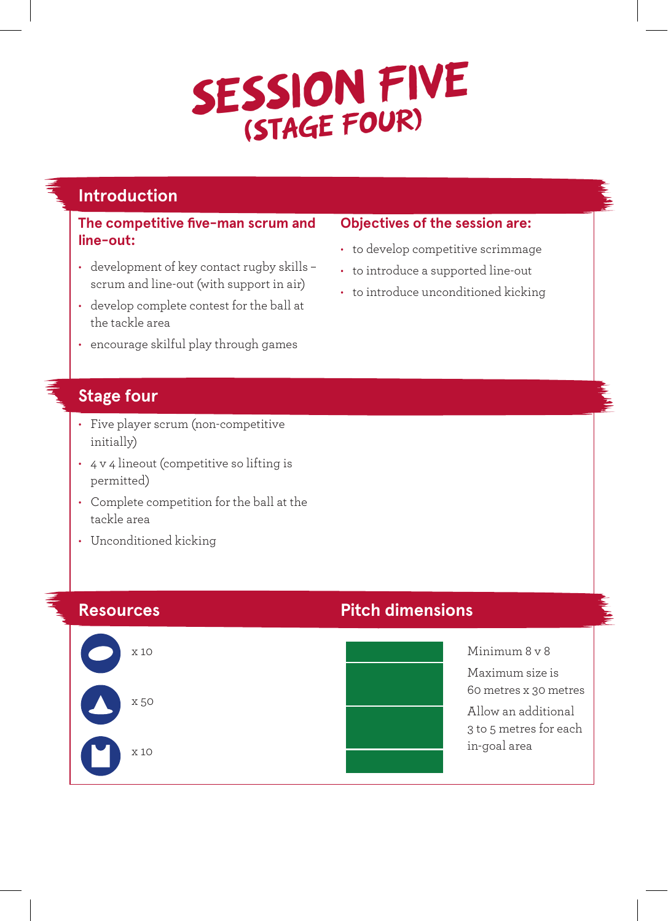# SESSION FIVE
## (STAGE FOUR)

## Introduction

### The competitive five-man scrum and line-out:

- development of key contact rugby skills – scrum and line-out (with support in air)
- develop complete contest for the ball at the tackle area
- encourage skilful play through games

### Objectives of the session are:

- to develop competitive scrimmage
- to introduce a supported line-out
- to introduce unconditioned kicking

## Stage four

- Five player scrum (non-competitive initially)
- 4 v 4 lineout (competitive so lifting is permitted)
- Complete competition for the ball at the tackle area
- Unconditioned kicking

## Resources

x 10

x 50

x 10

## Pitch dimensions

Minimum 8 v 8

Maximum size is 60 metres x 30 metres

Allow an additional 3 to 5 metres for each in-goal area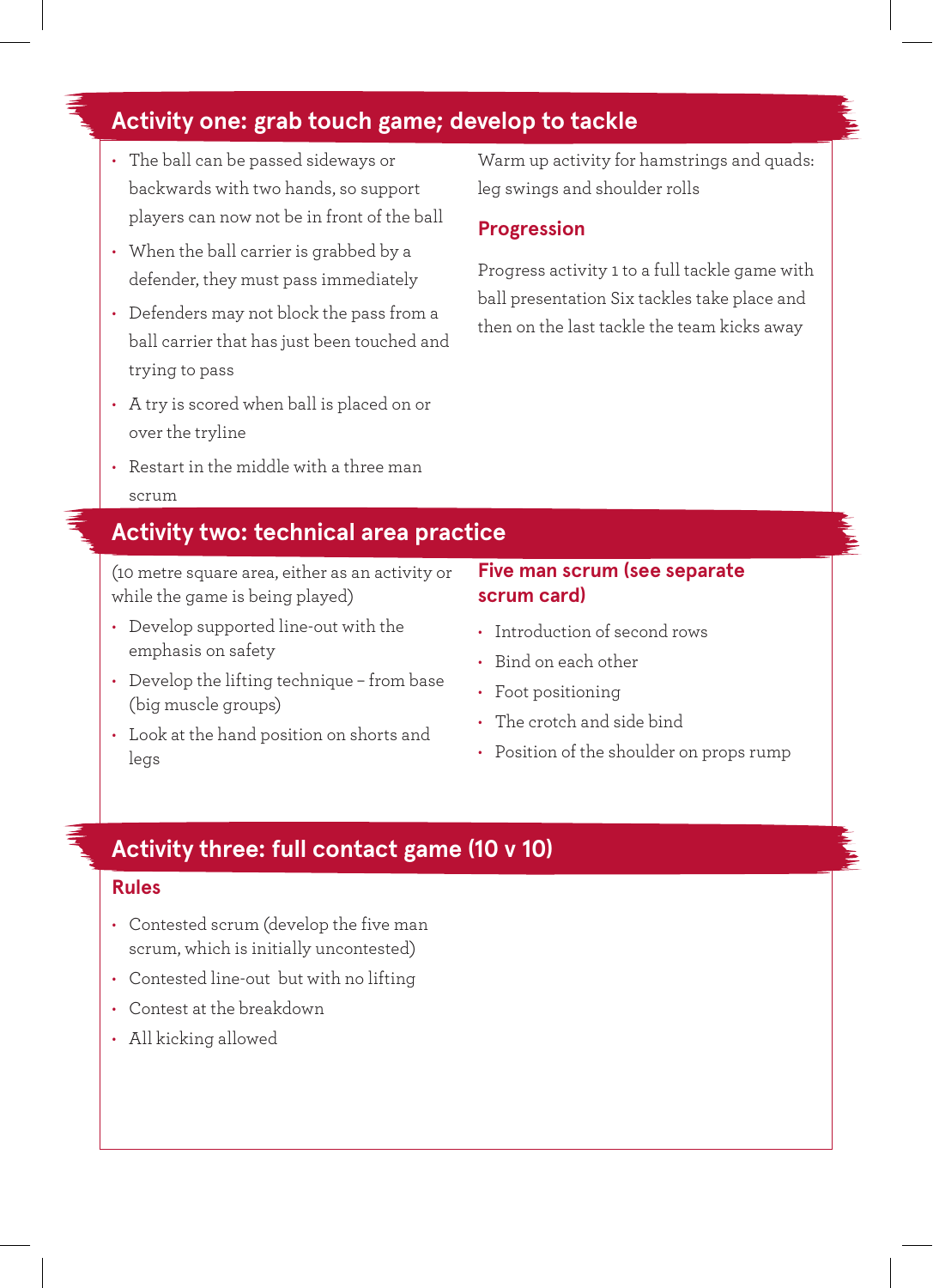## Activity one: grab touch game; develop to tackle

- The ball can be passed sideways or backwards with two hands, so support players can now not be in front of the ball
- When the ball carrier is grabbed by a defender, they must pass immediately
- Defenders may not block the pass from a ball carrier that has just been touched and trying to pass
- A try is scored when ball is placed on or over the tryline
- Restart in the middle with a three man scrum

Warm up activity for hamstrings and quads: leg swings and shoulder rolls

### Progression

Progress activity 1 to a full tackle game with ball presentation Six tackles take place and then on the last tackle the team kicks away

## Activity two: technical area practice

(10 metre square area, either as an activity or while the game is being played)

- Develop supported line-out with the emphasis on safety
- Develop the lifting technique – from base (big muscle groups)
- Look at the hand position on shorts and legs

### Five man scrum (see separate scrum card)

- Introduction of second rows
- Bind on each other
- Foot positioning
- The crotch and side bind
- Position of the shoulder on props rump

## Activity three: full contact game (10 v 10)

### Rules

- Contested scrum (develop the five man scrum, which is initially uncontested)
- Contested line-out but with no lifting
- Contest at the breakdown
- All kicking allowed